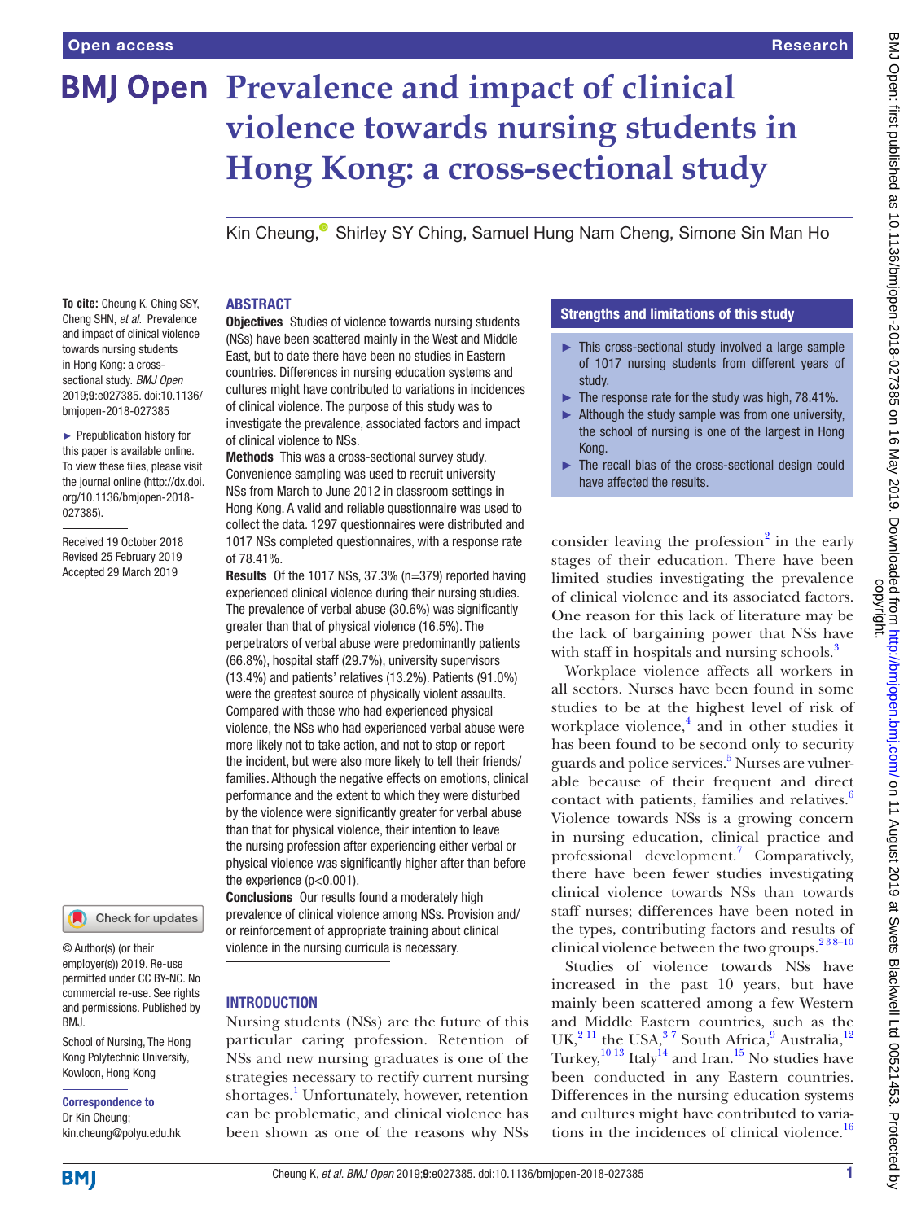# Prevalence and impact of clinical violence towards nursing students in Hong Kong: a cross-sectional study

Kin Cheung, Shirley SY Ching, Samuel Hung Nam Cheng, Simone Sin Man Ho

**To cite:** Cheung K, Ching SSY, Cheng SHN, *et al*. Prevalence and impact of clinical violence towards nursing students in Hong Kong: a cross-sectional study. *BMJ Open* 2019;**9**:e027385. doi:10.1136/bmjopen-2018-027385

► Prepublication history for this paper is available online. To view these files, please visit the journal online (http://dx.doi.org/10.1136/bmjopen-2018-027385).

Received 19 October 2018
Revised 25 February 2019
Accepted 29 March 2019

© Author(s) (or their employer(s)) 2019. Re-use permitted under CC BY-NC. No commercial re-use. See rights and permissions. Published by BMJ.

School of Nursing, The Hong Kong Polytechnic University, Kowloon, Hong Kong

**Correspondence to**
Dr Kin Cheung;
kin.cheung@polyu.edu.hk

## ABSTRACT

**Objectives** Studies of violence towards nursing students (NSs) have been scattered mainly in the West and Middle East, but to date there have been no studies in Eastern countries. Differences in nursing education systems and cultures might have contributed to variations in incidences of clinical violence. The purpose of this study was to investigate the prevalence, associated factors and impact of clinical violence to NSs.

**Methods** This was a cross-sectional survey study. Convenience sampling was used to recruit university NSs from March to June 2012 in classroom settings in Hong Kong. A valid and reliable questionnaire was used to collect the data. 1297 questionnaires were distributed and 1017 NSs completed questionnaires, with a response rate of 78.41%.

**Results** Of the 1017 NSs, 37.3% (n=379) reported having experienced clinical violence during their nursing studies. The prevalence of verbal abuse (30.6%) was significantly greater than that of physical violence (16.5%). The perpetrators of verbal abuse were predominantly patients (66.8%), hospital staff (29.7%), university supervisors (13.4%) and patients' relatives (13.2%). Patients (91.0%) were the greatest source of physically violent assaults. Compared with those who had experienced physical violence, the NSs who had experienced verbal abuse were more likely not to take action, and not to stop or report the incident, but were also more likely to tell their friends/families. Although the negative effects on emotions, clinical performance and the extent to which they were disturbed by the violence were significantly greater for verbal abuse than that for physical violence, their intention to leave the nursing profession after experiencing either verbal or physical violence was significantly higher after than before the experience ($p<0.001$).

**Conclusions** Our results found a moderately high prevalence of clinical violence among NSs. Provision and/or reinforcement of appropriate training about clinical violence in the nursing curricula is necessary.

## Strengths and limitations of this study

- ► This cross-sectional study involved a large sample of 1017 nursing students from different years of study.
- ► The response rate for the study was high, 78.41%.
- ► Although the study sample was from one university, the school of nursing is one of the largest in Hong Kong.
- ► The recall bias of the cross-sectional design could have affected the results.

## INTRODUCTION

Nursing students (NSs) are the future of this particular caring profession. Retention of NSs and new nursing graduates is one of the strategies necessary to rectify current nursing shortages.[1] Unfortunately, however, retention can be problematic, and clinical violence has been shown as one of the reasons why NSs consider leaving the profession[2] in the early stages of their education. There have been limited studies investigating the prevalence of clinical violence and its associated factors. One reason for this lack of literature may be the lack of bargaining power that NSs have with staff in hospitals and nursing schools.[3]

Workplace violence affects all workers in all sectors. Nurses have been found in some studies to be at the highest level of risk of workplace violence,[4] and in other studies it has been found to be second only to security guards and police services.[5] Nurses are vulnerable because of their frequent and direct contact with patients, families and relatives.[6] Violence towards NSs is a growing concern in nursing education, clinical practice and professional development.[7] Comparatively, there have been fewer studies investigating clinical violence towards NSs than towards staff nurses; differences have been noted in the types, contributing factors and results of clinical violence between the two groups.[2 3 8–10]

Studies of violence towards NSs have increased in the past 10 years, but have mainly been scattered among a few Western and Middle Eastern countries, such as the UK,[2 11] the USA,[3 7] South Africa,[9] Australia,[12] Turkey,[10 13] Italy[14] and Iran.[15] No studies have been conducted in any Eastern countries. Differences in the nursing education systems and cultures might have contributed to variations in the incidences of clinical violence.[16]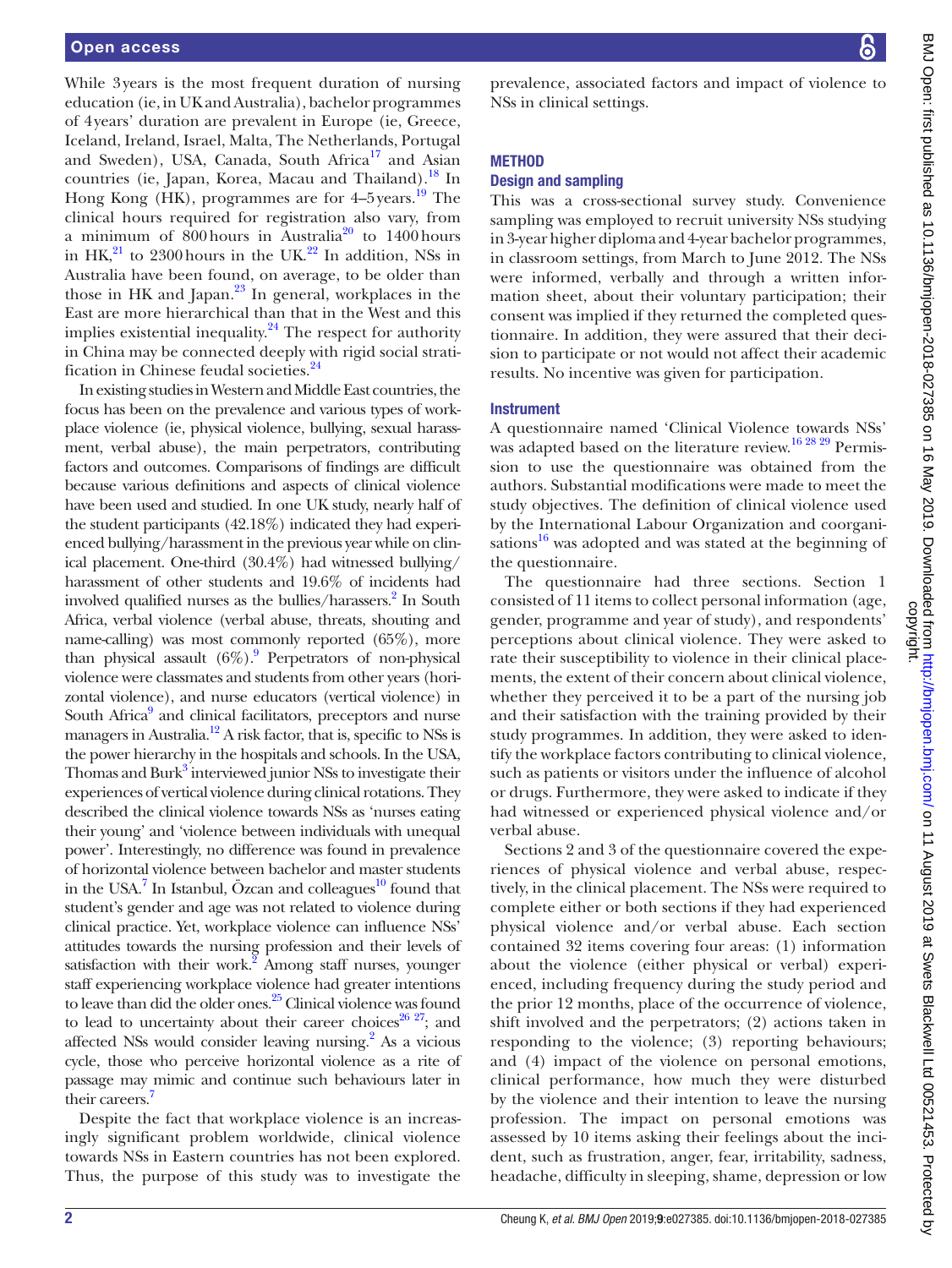While 3 years is the most frequent duration of nursing education (ie, in UK and Australia), bachelor programmes of 4 years' duration are prevalent in Europe (ie, Greece, Iceland, Ireland, Israel, Malta, The Netherlands, Portugal and Sweden), USA, Canada, South Africa[17] and Asian countries (ie, Japan, Korea, Macau and Thailand).[18] In Hong Kong (HK), programmes are for 4–5 years.[19] The clinical hours required for registration also vary, from a minimum of 800 hours in Australia[20] to 1400 hours in HK,[21] to 2300 hours in the UK.[22] In addition, NSs in Australia have been found, on average, to be older than those in HK and Japan.[23] In general, workplaces in the East are more hierarchical than that in the West and this implies existential inequality.[24] The respect for authority in China may be connected deeply with rigid social stratification in Chinese feudal societies.[24]

In existing studies in Western and Middle East countries, the focus has been on the prevalence and various types of workplace violence (ie, physical violence, bullying, sexual harassment, verbal abuse), the main perpetrators, contributing factors and outcomes. Comparisons of findings are difficult because various definitions and aspects of clinical violence have been used and studied. In one UK study, nearly half of the student participants (42.18%) indicated they had experienced bullying/harassment in the previous year while on clinical placement. One-third (30.4%) had witnessed bullying/harassment of other students and 19.6% of incidents had involved qualified nurses as the bullies/harassers.[2] In South Africa, verbal violence (verbal abuse, threats, shouting and name-calling) was most commonly reported (65%), more than physical assault (6%).[9] Perpetrators of non-physical violence were classmates and students from other years (horizontal violence), and nurse educators (vertical violence) in South Africa[9] and clinical facilitators, preceptors and nurse managers in Australia.[12] A risk factor, that is, specific to NSs is the power hierarchy in the hospitals and schools. In the USA, Thomas and Burk[3] interviewed junior NSs to investigate their experiences of vertical violence during clinical rotations. They described the clinical violence towards NSs as 'nurses eating their young' and 'violence between individuals with unequal power'. Interestingly, no difference was found in prevalence of horizontal violence between bachelor and master students in the USA.[7] In Istanbul, Özcan and colleagues[10] found that student's gender and age was not related to violence during clinical practice. Yet, workplace violence can influence NSs' attitudes towards the nursing profession and their levels of satisfaction with their work.[2] Among staff nurses, younger staff experiencing workplace violence had greater intentions to leave than did the older ones.[25] Clinical violence was found to lead to uncertainty about their career choices[26,27]; and affected NSs would consider leaving nursing.[2] As a vicious cycle, those who perceive horizontal violence as a rite of passage may mimic and continue such behaviours later in their careers.[7]

Despite the fact that workplace violence is an increasingly significant problem worldwide, clinical violence towards NSs in Eastern countries has not been explored. Thus, the purpose of this study was to investigate the prevalence, associated factors and impact of violence to NSs in clinical settings.

## METHOD

### Design and sampling

This was a cross-sectional survey study. Convenience sampling was employed to recruit university NSs studying in 3-year higher diploma and 4-year bachelor programmes, in classroom settings, from March to June 2012. The NSs were informed, verbally and through a written information sheet, about their voluntary participation; their consent was implied if they returned the completed questionnaire. In addition, they were assured that their decision to participate or not would not affect their academic results. No incentive was given for participation.

### Instrument

A questionnaire named 'Clinical Violence towards NSs' was adapted based on the literature review.[16,28,29] Permission to use the questionnaire was obtained from the authors. Substantial modifications were made to meet the study objectives. The definition of clinical violence used by the International Labour Organization and coorganisations[16] was adopted and was stated at the beginning of the questionnaire.

The questionnaire had three sections. Section 1 consisted of 11 items to collect personal information (age, gender, programme and year of study), and respondents' perceptions about clinical violence. They were asked to rate their susceptibility to violence in their clinical placements, the extent of their concern about clinical violence, whether they perceived it to be a part of the nursing job and their satisfaction with the training provided by their study programmes. In addition, they were asked to identify the workplace factors contributing to clinical violence, such as patients or visitors under the influence of alcohol or drugs. Furthermore, they were asked to indicate if they had witnessed or experienced physical violence and/or verbal abuse.

Sections 2 and 3 of the questionnaire covered the experiences of physical violence and verbal abuse, respectively, in the clinical placement. The NSs were required to complete either or both sections if they had experienced physical violence and/or verbal abuse. Each section contained 32 items covering four areas: (1) information about the violence (either physical or verbal) experienced, including frequency during the study period and the prior 12 months, place of the occurrence of violence, shift involved and the perpetrators; (2) actions taken in responding to the violence; (3) reporting behaviours; and (4) impact of the violence on personal emotions, clinical performance, how much they were disturbed by the violence and their intention to leave the nursing profession. The impact on personal emotions was assessed by 10 items asking their feelings about the incident, such as frustration, anger, fear, irritability, sadness, headache, difficulty in sleeping, shame, depression or low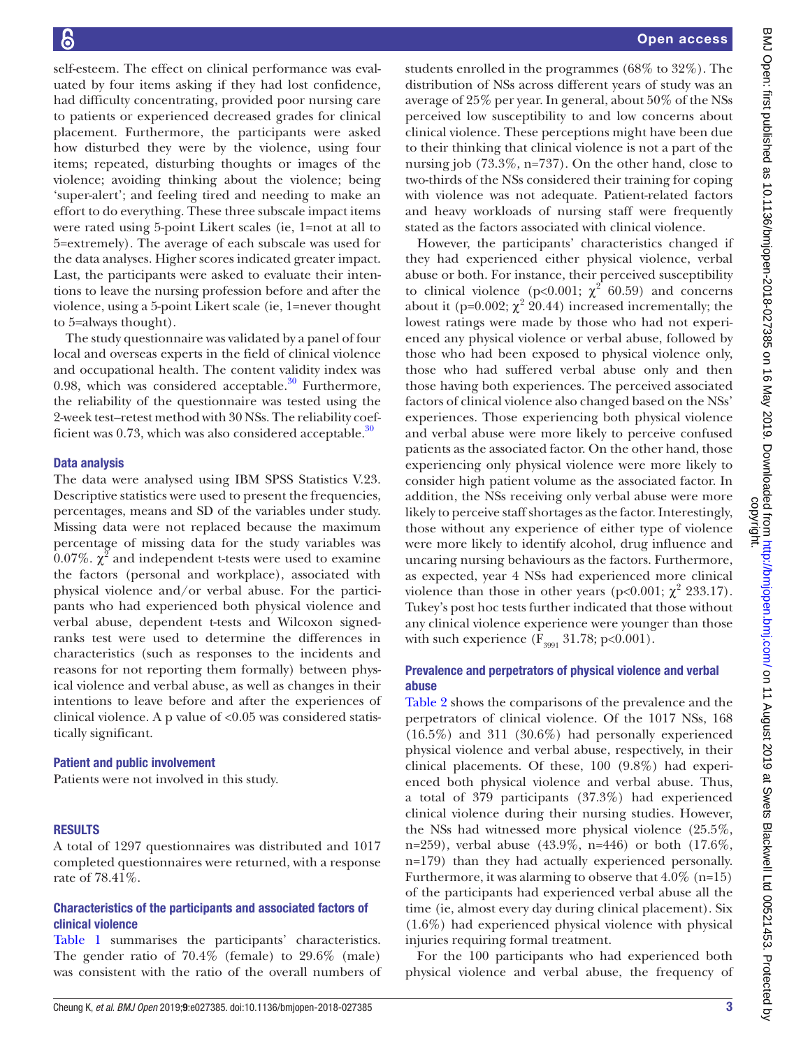self-esteem. The effect on clinical performance was evaluated by four items asking if they had lost confidence, had difficulty concentrating, provided poor nursing care to patients or experienced decreased grades for clinical placement. Furthermore, the participants were asked how disturbed they were by the violence, using four items; repeated, disturbing thoughts or images of the violence; avoiding thinking about the violence; being 'super-alert'; and feeling tired and needing to make an effort to do everything. These three subscale impact items were rated using 5-point Likert scales (ie, 1=not at all to 5=extremely). The average of each subscale was used for the data analyses. Higher scores indicated greater impact. Last, the participants were asked to evaluate their intentions to leave the nursing profession before and after the violence, using a 5-point Likert scale (ie, 1=never thought to 5=always thought).

The study questionnaire was validated by a panel of four local and overseas experts in the field of clinical violence and occupational health. The content validity index was 0.98, which was considered acceptable.[30] Furthermore, the reliability of the questionnaire was tested using the 2-week test–retest method with 30 NSs. The reliability coefficient was 0.73, which was also considered acceptable.[30]

### Data analysis

The data were analysed using IBM SPSS Statistics V.23. Descriptive statistics were used to present the frequencies, percentages, means and SD of the variables under study. Missing data were not replaced because the maximum percentage of missing data for the study variables was 0.07%. $\chi^2$ and independent t-tests were used to examine the factors (personal and workplace), associated with physical violence and/or verbal abuse. For the participants who had experienced both physical violence and verbal abuse, dependent t-tests and Wilcoxon signed-ranks test were used to determine the differences in characteristics (such as responses to the incidents and reasons for not reporting them formally) between physical violence and verbal abuse, as well as changes in their intentions to leave before and after the experiences of clinical violence. A p value of <0.05 was considered statistically significant.

### Patient and public involvement

Patients were not involved in this study.

## RESULTS

A total of 1297 questionnaires was distributed and 1017 completed questionnaires were returned, with a response rate of 78.41%.

### Characteristics of the participants and associated factors of clinical violence

Table 1 summarises the participants' characteristics. The gender ratio of 70.4% (female) to 29.6% (male) was consistent with the ratio of the overall numbers of students enrolled in the programmes (68% to 32%). The distribution of NSs across different years of study was an average of 25% per year. In general, about 50% of the NSs perceived low susceptibility to and low concerns about clinical violence. These perceptions might have been due to their thinking that clinical violence is not a part of the nursing job (73.3%, n=737). On the other hand, close to two-thirds of the NSs considered their training for coping with violence was not adequate. Patient-related factors and heavy workloads of nursing staff were frequently stated as the factors associated with clinical violence.

However, the participants' characteristics changed if they had experienced either physical violence, verbal abuse or both. For instance, their perceived susceptibility to clinical violence ($p<0.001$; $\chi^2$ 60.59) and concerns about it ($p=0.002$; $\chi^2$ 20.44) increased incrementally; the lowest ratings were made by those who had not experienced any physical violence or verbal abuse, followed by those who had been exposed to physical violence only, those who had suffered verbal abuse only and then those having both experiences. The perceived associated factors of clinical violence also changed based on the NSs' experiences. Those experiencing both physical violence and verbal abuse were more likely to perceive confused patients as the associated factor. On the other hand, those experiencing only physical violence were more likely to consider high patient volume as the associated factor. In addition, the NSs receiving only verbal abuse were more likely to perceive staff shortages as the factor. Interestingly, those without any experience of either type of violence were more likely to identify alcohol, drug influence and uncaring nursing behaviours as the factors. Furthermore, as expected, year 4 NSs had experienced more clinical violence than those in other years ($p<0.001$; $\chi^2$ 233.17). Tukey's post hoc tests further indicated that those without any clinical violence experience were younger than those with such experience ($F_{3991}$ 31.78; $p<0.001$).

### Prevalence and perpetrators of physical violence and verbal abuse

Table 2 shows the comparisons of the prevalence and the perpetrators of clinical violence. Of the 1017 NSs, 168 (16.5%) and 311 (30.6%) had personally experienced physical violence and verbal abuse, respectively, in their clinical placements. Of these, 100 (9.8%) had experienced both physical violence and verbal abuse. Thus, a total of 379 participants (37.3%) had experienced clinical violence during their nursing studies. However, the NSs had witnessed more physical violence (25.5%, n=259), verbal abuse (43.9%, n=446) or both (17.6%, n=179) than they had actually experienced personally. Furthermore, it was alarming to observe that 4.0% (n=15) of the participants had experienced verbal abuse all the time (ie, almost every day during clinical placement). Six (1.6%) had experienced physical violence with physical injuries requiring formal treatment.

For the 100 participants who had experienced both physical violence and verbal abuse, the frequency of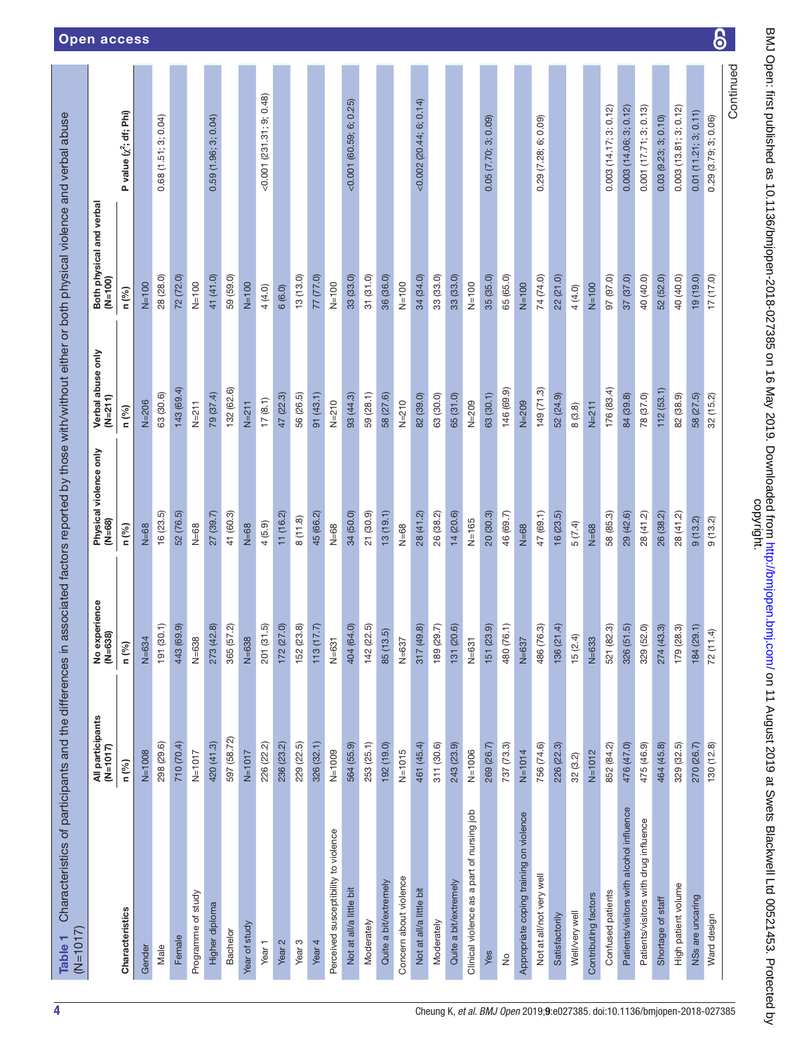**Table 1** Characteristics of participants and the differences in associated factors reported by those with/without either or both physical violence and verbal abuse (N=1017)

| Characteristics | All participants (N=1017) | No experience (N=638) | Physical violence only (N=68) | Verbal abuse only (N=211) | Both physical and verbal (N=100) | P value ($\chi^2$; df; Phi) |
|---|---|---|---|---|---|---|
| | n (%) | n (%) | n (%) | n (%) | n (%) | |
| Gender | N=1008 | N=634 | N=68 | N=206 | N=100 | |
| Male | 298 (29.6) | 191 (30.1) | 16 (23.5) | 63 (30.6) | 28 (28.0) | 0.68 (1.51; 3; 0.04) |
| Female | 710 (70.4) | 443 (69.9) | 52 (76.5) | 143 (69.4) | 72 (72.0) | |
| Programme of study | N=1017 | N=638 | N=68 | N=211 | N=100 | |
| Higher diploma | 420 (41.3) | 273 (42.8) | 27 (39.7) | 79 (37.4) | 41 (41.0) | 0.59 (1.96; 3; 0.04) |
| Bachelor | 597 (58.72) | 365 (57.2) | 41 (60.3) | 132 (62.6) | 59 (59.0) | |
| Year of study | N=1017 | N=638 | N=68 | N=211 | N=100 | |
| Year 1 | 226 (22.2) | 201 (31.5) | 4 (5.9) | 17 (8.1) | 4 (4.0) | <0.001 (231.31; 9; 0.48) |
| Year 2 | 236 (23.2) | 172 (27.0) | 11 (16.2) | 47 (22.3) | 6 (6.0) | |
| Year 3 | 229 (22.5) | 152 (23.8) | 8 (11.8) | 56 (26.5) | 13 (13.0) | |
| Year 4 | 326 (32.1) | 113 (17.7) | 45 (66.2) | 91 (43.1) | 77 (77.0) | |
| Perceived susceptibility to violence | N=1009 | N=631 | N=68 | N=210 | N=100 | |
| Not at all/a little bit | 564 (55.9) | 404 (64.0) | 34 (50.0) | 93 (44.3) | 33 (33.0) | <0.001 (60.59; 6; 0.25) |
| Moderately | 253 (25.1) | 142 (22.5) | 21 (30.9) | 59 (28.1) | 31 (31.0) | |
| Quite a bit/extremely | 192 (19.0) | 85 (13.5) | 13 (19.1) | 58 (27.6) | 36 (36.0) | |
| Concern about violence | N=1015 | N=637 | N=68 | N=210 | N=100 | |
| Not at all/a little bit | 461 (45.4) | 317 (49.8) | 28 (41.2) | 82 (39.0) | 34 (34.0) | <0.002 (20.44; 6; 0.14) |
| Moderately | 311 (30.6) | 189 (29.7) | 26 (38.2) | 63 (30.0) | 33 (33.0) | |
| Quite a bit/extremely | 243 (23.9) | 131 (20.6) | 14 (20.6) | 65 (31.0) | 33 (33.0) | |
| Clinical violence as a part of nursing job | N=1006 | N=631 | N=165 | N=209 | N=100 | |
| Yes | 269 (26.7) | 151 (23.9) | 20 (30.3) | 63 (30.1) | 35 (35.0) | 0.05 (7.70; 3; 0.09) |
| No | 737 (73.3) | 480 (76.1) | 46 (69.7) | 146 (69.9) | 65 (65.0) | |
| Appropriate coping training on violence | N=1014 | N=637 | N=68 | N=209 | N=100 | |
| Not at all/not very well | 756 (74.6) | 486 (76.3) | 47 (69.1) | 149 (71.3) | 74 (74.0) | 0.29 (7.28; 6; 0.09) |
| Satisfactorily | 226 (22.3) | 136 (21.4) | 16 (23.5) | 52 (24.9) | 22 (21.0) | |
| Well/very well | 32 (3.2) | 15 (2.4) | 5 (7.4) | 8 (3.8) | 4 (4.0) | |
| Contributing factors | N=1012 | N=633 | N=68 | N=211 | N=100 | |
| Confused patients | 852 (84.2) | 521 (82.3) | 58 (85.3) | 176 (83.4) | 97 (97.0) | 0.003 (14.17; 3; 0.12) |
| Patients/visitors with alcohol influence | 476 (47.0) | 326 (51.5) | 29 (42.6) | 84 (39.8) | 37 (37.0) | 0.003 (14.06; 3; 0.12) |
| Patients/visitors with drug influence | 475 (46.9) | 329 (52.0) | 28 (41.2) | 78 (37.0) | 40 (40.0) | 0.001 (17.71; 3; 0.13) |
| Shortage of staff | 464 (45.8) | 274 (43.3) | 26 (38.2) | 112 (53.1) | 52 (52.0) | 0.03 (9.23; 3; 0.10) |
| High patient volume | 329 (32.5) | 179 (28.3) | 28 (41.2) | 82 (38.9) | 40 (40.0) | 0.003 (13.81; 3; 0.12) |
| NSs are uncaring | 270 (26.7) | 184 (29.1) | 9 (13.2) | 58 (27.5) | 19 (19.0) | 0.01 (11.21; 3; 0.11) |
| Ward design | 130 (12.8) | 72 (11.4) | 9 (13.2) | 32 (15.2) | 17 (17.0) | 0.29 (3.79; 3; 0.06) |

Continued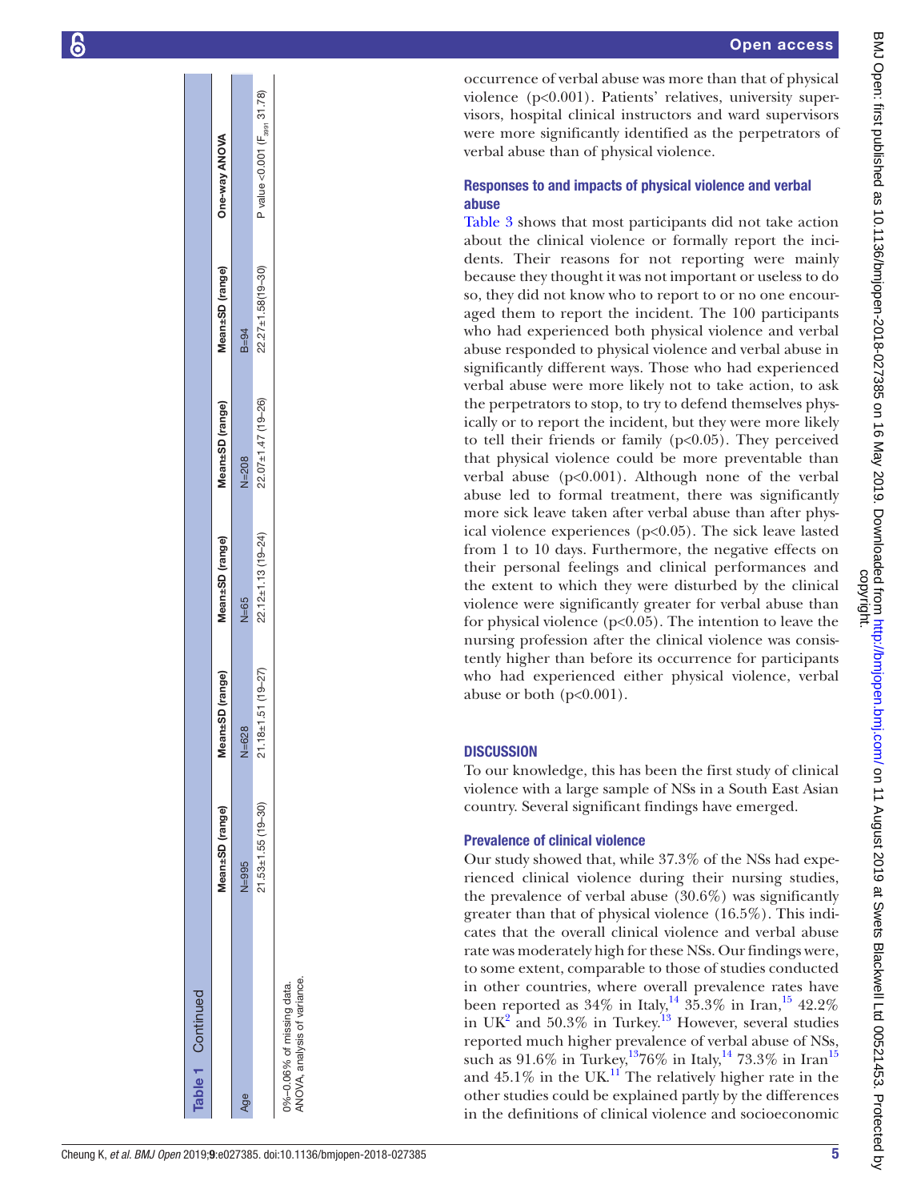**Table 1** Continued

| | Mean±SD (range) | Mean±SD (range) | Mean±SD (range) | Mean±SD (range) | Mean±SD (range) | One-way ANOVA |
|---|---|---|---|---|---|---|
| Age | N=995 | N=628 | N=65 | N=208 | B=94 | |
| | 21.53±1.55 (19–30) | 21.18±1.51 (19–27) | 22.12±1.13 (19–24) | 22.07±1.47 (19–26) | 22.27±1.58(19–30) | P value <0.001 ($F_{3991}$ 31.78) |

0%–0.06% of missing data.
ANOVA, analysis of variance.

occurrence of verbal abuse was more than that of physical violence (p<0.001). Patients' relatives, university supervisors, hospital clinical instructors and ward supervisors were more significantly identified as the perpetrators of verbal abuse than of physical violence.

### Responses to and impacts of physical violence and verbal abuse

Table 3 shows that most participants did not take action about the clinical violence or formally report the incidents. Their reasons for not reporting were mainly because they thought it was not important or useless to do so, they did not know who to report to or no one encouraged them to report the incident. The 100 participants who had experienced both physical violence and verbal abuse responded to physical violence and verbal abuse in significantly different ways. Those who had experienced verbal abuse were more likely not to take action, to ask the perpetrators to stop, to try to defend themselves physically or to report the incident, but they were more likely to tell their friends or family (p<0.05). They perceived that physical violence could be more preventable than verbal abuse (p<0.001). Although none of the verbal abuse led to formal treatment, there was significantly more sick leave taken after verbal abuse than after physical violence experiences (p<0.05). The sick leave lasted from 1 to 10 days. Furthermore, the negative effects on their personal feelings and clinical performances and the extent to which they were disturbed by the clinical violence were significantly greater for verbal abuse than for physical violence (p<0.05). The intention to leave the nursing profession after the clinical violence was consistently higher than before its occurrence for participants who had experienced either physical violence, verbal abuse or both (p<0.001).

## DISCUSSION

To our knowledge, this has been the first study of clinical violence with a large sample of NSs in a South East Asian country. Several significant findings have emerged.

### Prevalence of clinical violence

Our study showed that, while 37.3% of the NSs had experienced clinical violence during their nursing studies, the prevalence of verbal abuse (30.6%) was significantly greater than that of physical violence (16.5%). This indicates that the overall clinical violence and verbal abuse rate was moderately high for these NSs. Our findings were, to some extent, comparable to those of studies conducted in other countries, where overall prevalence rates have been reported as 34% in Italy,[14] 35.3% in Iran,[15] 42.2% in UK[2] and 50.3% in Turkey.[13] However, several studies reported much higher prevalence of verbal abuse of NSs, such as 91.6% in Turkey,[13] 76% in Italy,[14] 73.3% in Iran[15] and 45.1% in the UK.[11] The relatively higher rate in the other studies could be explained partly by the differences in the definitions of clinical violence and socioeconomic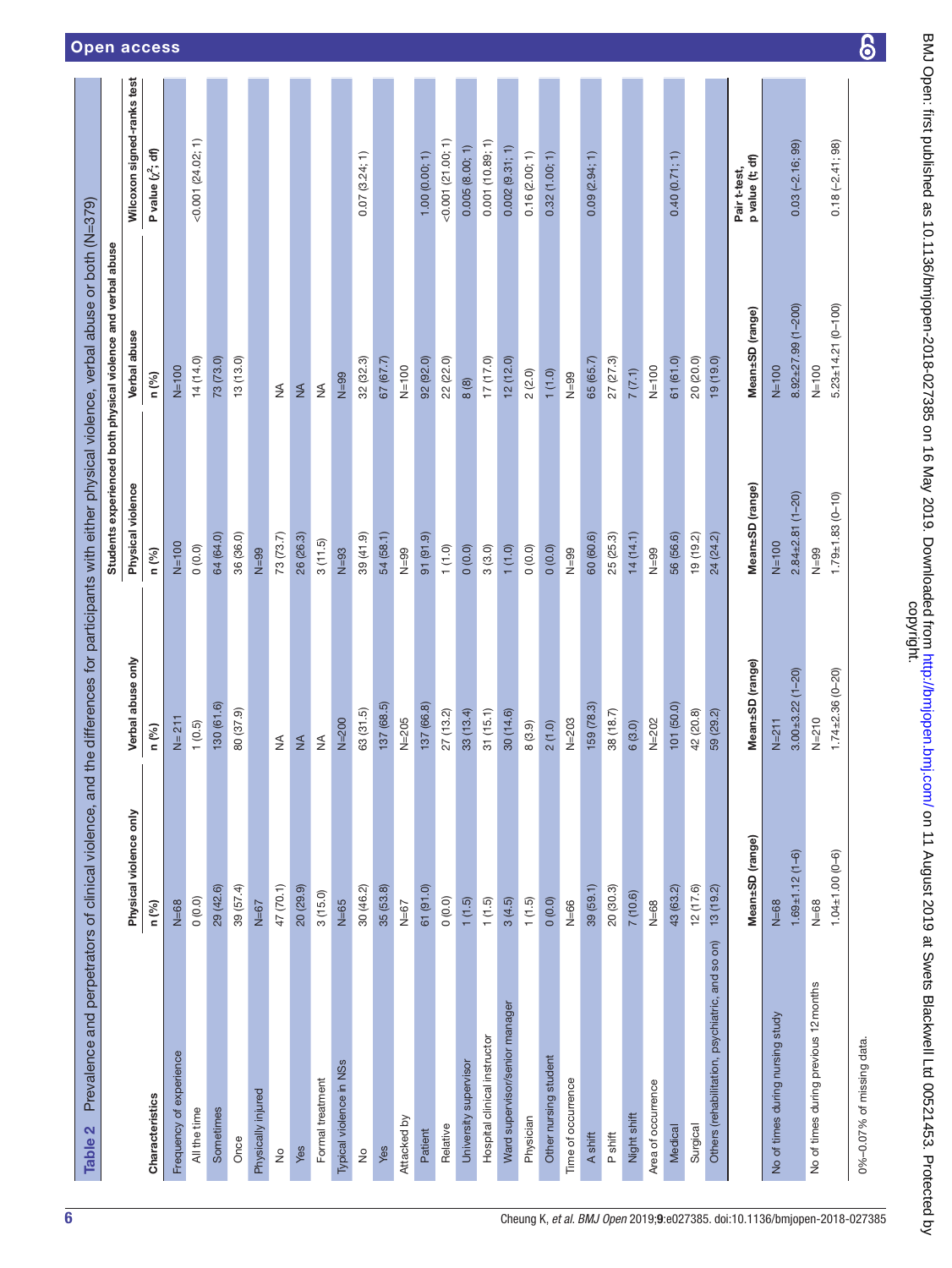**Table 2** Prevalence and perpetrators of clinical violence, and the differences for participants with either physical violence, verbal abuse or both (N=379)

| Characteristics | Physical violence only | Verbal abuse only | Students experienced both physical violence and verbal abuse | | Wilcoxon signed-ranks test |
|---|---|---|---|---|---|
| | | | Physical violence | Verbal abuse | |
| | n (%) | n (%) | n (%) | n (%) | P value ($\chi^2$; df) |
| Frequency of experience | N=68 | N=211 | N=100 | N=100 | |
| All the time | 0 (0.0) | 1 (0.5) | 0 (0.0) | 14 (14.0) | <0.001 (24.02; 1) |
| Sometimes | 29 (42.6) | 130 (61.6) | 64 (64.0) | 73 (73.0) | |
| Once | 39 (57.4) | 80 (37.9) | 36 (36.0) | 13 (13.0) | |
| Physically injured | N=67 | | N=99 | | |
| No | 47 (70.1) | NA | 73 (73.7) | NA | |
| Yes | 20 (29.9) | NA | 26 (26.3) | NA | |
| Formal treatment | 3 (15.0) | NA | 3 (11.5) | NA | |
| Typical violence in NSs | N=65 | N=200 | N=93 | N=99 | |
| No | 30 (46.2) | 63 (31.5) | 39 (41.9) | 32 (32.3) | 0.07 (3.24; 1) |
| Yes | 35 (53.8) | 137 (68.5) | 54 (58.1) | 67 (67.7) | |
| Attacked by | N=67 | N=205 | N=99 | N=100 | |
| Patient | 61 (91.0) | 137 (66.8) | 91 (91.9) | 92 (92.0) | 1.00 (0.00; 1) |
| Relative | 0 (0.0) | 27 (13.2) | 1 (1.0) | 22 (22.0) | <0.001 (21.00; 1) |
| University supervisor | 1 (1.5) | 33 (13.4) | 0 (0.0) | 8 (8) | 0.005 (8.00; 1) |
| Hospital clinical instructor | 1 (1.5) | 31 (15.1) | 3 (3.0) | 17 (17.0) | 0.001 (10.89; 1) |
| Ward supervisor/senior manager | 3 (4.5) | 30 (14.6) | 1 (1.0) | 12 (12.0) | 0.002 (9.31; 1) |
| Physician | 1 (1.5) | 8 (3.9) | 0 (0.0) | 2 (2.0) | 0.16 (2.00; 1) |
| Other nursing student | 0 (0.0) | 2 (1.0) | 0 (0.0) | 1 (1.0) | 0.32 (1.00; 1) |
| Time of occurrence | N=66 | N=203 | N=99 | N=99 | |
| A shift | 39 (59.1) | 159 (78.3) | 60 (60.6) | 65 (65.7) | 0.09 (2.94; 1) |
| P shift | 20 (30.3) | 38 (18.7) | 25 (25.3) | 27 (27.3) | |
| Night shift | 7 (10.6) | 6 (3.0) | 14 (14.1) | 7 (7.1) | |
| Area of occurrence | N=68 | N=202 | N=99 | N=100 | |
| Medical | 43 (63.2) | 101 (50.0) | 56 (56.6) | 61 (61.0) | 0.40 (0.71; 1) |
| Surgical | 12 (17.6) | 42 (20.8) | 19 (19.2) | 20 (20.0) | |
| Others (rehabilitation, psychiatric, and so on) | 13 (19.2) | 59 (29.2) | 24 (24.2) | 19 (19.0) | |
| | **Mean±SD (range)** | **Mean±SD (range)** | **Mean±SD (range)** | **Mean±SD (range)** | **Pair t-test, p value (t; df)** |
| No of times during nursing study | N=68 | N=211 | N=100 | N=100 | |
| | 1.69±1.12 (1–6) | 3.00±3.22 (1–20) | 2.84±2.81 (1–20) | 8.92±27.99 (1–200) | 0.03 (−2.16; 99) |
| No of times during previous 12 months | N=68 | N=210 | N=99 | N=100 | |
| | 1.04±1.00 (0–6) | 1.74±2.36 (0–20) | 1.79±1.83 (0–10) | 5.23±14.21 (0–100) | 0.18 (−2.41; 98) |

0%–0.07% of missing data.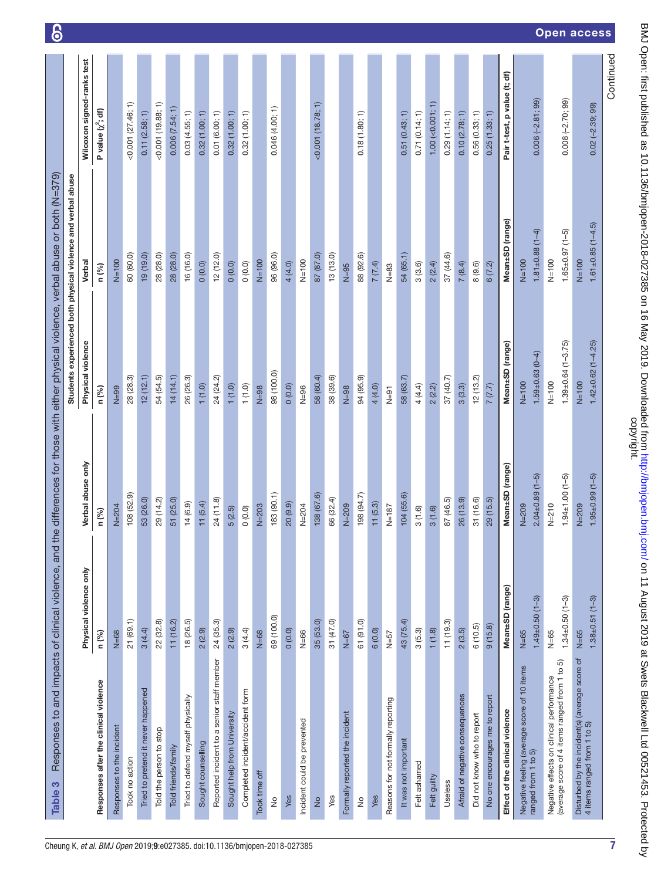**Table 3** Responses to and impacts of clinical violence, and the differences for those with either physical violence, verbal abuse or both (N=379)

| Responses after the clinical violence | Physical violence only | Verbal abuse only | Students experienced both physical violence and verbal abuse | | Wilcoxon signed-ranks test |
|---|---|---|---|---|---|
| | | | Physical violence | Verbal | |
| | n (%) | n (%) | n (%) | n (%) | P value ($\chi^2$; df) |
| Responses to the incident | N=68 | N=204 | N=99 | N=100 | |
| Took no action | 21 (69.1) | 108 (52.9) | 28 (28.3) | 60 (60.0) | <0.001 (27.46; 1) |
| Tried to pretend it never happened | 3 (4.4) | 53 (26.0) | 12 (12.1) | 19 (19.0) | 0.11 (2.58; 1) |
| Told the person to stop | 22 (32.8) | 29 (14.2) | 54 (54.5) | 28 (28.0) | <0.001 (19.88; 1) |
| Told friends/family | 11 (16.2) | 51 (25.0) | 14 (14.1) | 28 (28.0) | 0.006 (7.54; 1) |
| Tried to defend myself physically | 18 (26.5) | 14 (6.9) | 26 (26.3) | 16 (16.0) | 0.03 (4.55; 1) |
| Sought counselling | 2 (2.9) | 11 (5.4) | 1 (1.0) | 0 (0.0) | 0.32 (1.00; 1) |
| Reported incident to a senior staff member | 24 (35.3) | 24 (11.8) | 24 (24.2) | 12 (12.0) | 0.01 (6.00; 1) |
| Sought help from University | 2 (2.9) | 5 (2.5) | 1 (1.0) | 0 (0.0) | 0.32 (1.00; 1) |
| Completed incident/accident form | 3 (4.4) | 0 (0.0) | 1 (1.0) | 0 (0.0) | 0.32 (1.00; 1) |
| Took time off | N=68 | N=203 | N=98 | N=100 | |
| No | 69 (100.0) | 183 (90.1) | 98 (100.0) | 96 (96.0) | 0.046 (4.00; 1) |
| Yes | 0 (0.0) | 20 (9.9) | 0 (0.0) | 4 (4.0) | |
| Incident could be prevented | N=66 | N=204 | N=96 | N=100 | |
| No | 35 (53.0) | 138 (67.6) | 58 (60.4) | 87 (87.0) | <0.001 (18.78; 1) |
| Yes | 31 (47.0) | 66 (32.4) | 38 (39.6) | 13 (13.0) | |
| Formally reported the incident | N=67 | N=209 | N=98 | N=95 | |
| No | 61 (91.0) | 198 (94.7) | 94 (95.9) | 88 (92.6) | 0.18 (1.80; 1) |
| Yes | 6 (0.0) | 11 (5.3) | 4 (4.0) | 7 (7.4) | |
| Reasons for not formally reporting | N=57 | N=187 | N=91 | N=83 | |
| It was not important | 43 (75.4) | 104 (55.6) | 58 (63.7) | 54 (65.1) | 0.51 (0.43; 1) |
| Felt ashamed | 3 (5.3) | 3 (1.6) | 4 (4.4) | 3 (3.6) | 0.71 (0.14; 1) |
| Felt guilty | 1 (1.8) | 3 (1.6) | 2 (2.2) | 2 (2.4) | 1.00 (<0.001; 1) |
| Useless | 11 (19.3) | 87 (46.5) | 37 (40.7) | 37 (44.6) | 0.29 (1.14; 1) |
| Afraid of negative consequences | 2 (3.5) | 26 (13.9) | 3 (3.3) | 7 (8.4) | 0.10 (2.78; 1) |
| Did not know who to report | 6 (10.5) | 31 (16.6) | 12 (13.2) | 8 (9.6) | 0.56 (0.33; 1) |
| No one encourages me to report | 9 (15.8) | 29 (15.5) | 7 (7.7) | 6 (7.2) | 0.25 (1.33; 1) |
| **Effect of the clinical violence** | **Mean±SD (range)** | **Mean±SD (range)** | **Mean±SD (range)** | **Mean±SD (range)** | **Pair t-test, p value (t; df)** |
| Negative feeling (average score of 10 items ranged from 1 to 5) | N=65<br>1.49±0.50 (1–3) | N=209<br>2.04±0.89 (1–5) | N=100<br>1.59±0.63 (0–4) | N=100<br>1.81±0.88 (1–4) | 0.006 (−2.81; 99) |
| Negative effects on clinical performance (average score of 4 items ranged from 1 to 5) | N=65<br>1.34±0.50 (1–3) | N=210<br>1.94±1.00 (1–5) | N=100<br>1.39±0.64 (1–3.75) | N=100<br>1.65±0.97 (1–5) | 0.008 (−2.70; 99) |
| Disturbed by the incident(s) (average score of 4 items ranged from 1 to 5) | N=65<br>1.38±0.51 (1–3) | N=209<br>1.95±0.99 (1–5) | N=100<br>1.42±0.62 (1–4.25) | N=100<br>1.61±0.85 (1–4.5) | 0.02 (−2.39; 99) |

Continued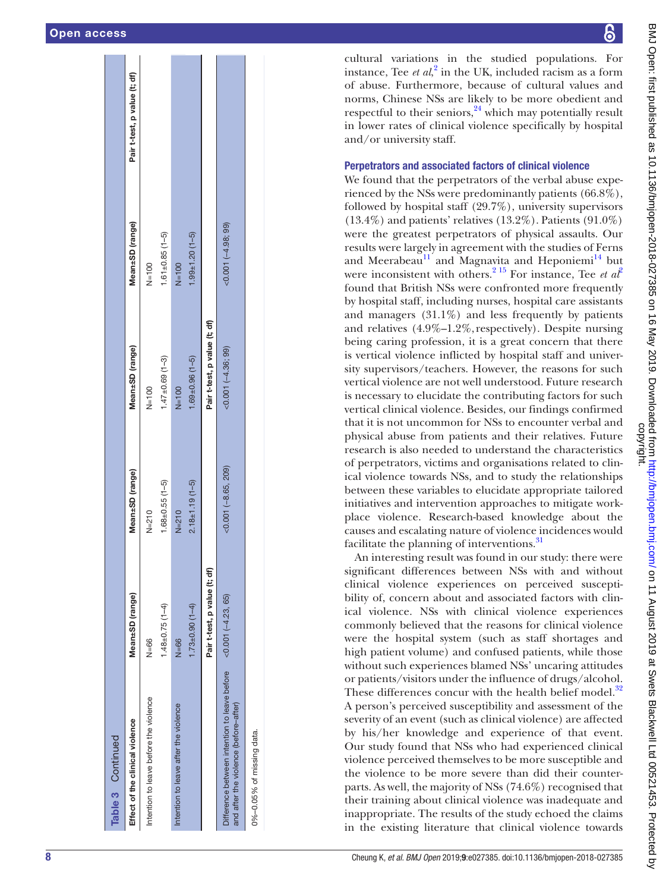**Table 3** Continued

| Effect of the clinical violence | Mean±SD (range) | Mean±SD (range) | Mean±SD (range) | Mean±SD (range) | Pair t-test, p value (t; df) |
|---|---|---|---|---|---|
| Intention to leave before the violence | N=66 | N=210 | N=100 | N=100 | |
| | 1.48±0.75 (1–4) | 1.68±0.55 (1–5) | 1.47±0.69 (1–3) | 1.61±0.85 (1–5) | |
| Intention to leave after the violence | N=66 | N=210 | N=100 | N=100 | |
| | 1.73±0.90 (1–4) | 2.18±1.19 (1–5) | 1.69±0.96 (1–5) | 1.99±1.20 (1–5) | |
| | Pair t-test, p value (t; df) | | Pair t-test, p value (t; df) | | |
| Difference between intention to leave before and after the violence (before–after) | <0.001 (−4.23; 65) | <0.001 (−8.65; 209) | <0.001 (−4.36; 99) | <0.001 (−4.98; 99) | |

0%–0.05% of missing data.

cultural variations in the studied populations. For instance, Tee *et al*,[2] in the UK, included racism as a form of abuse. Furthermore, because of cultural values and norms, Chinese NSs are likely to be more obedient and respectful to their seniors,[24] which may potentially result in lower rates of clinical violence specifically by hospital and/or university staff.

### Perpetrators and associated factors of clinical violence

We found that the perpetrators of the verbal abuse experienced by the NSs were predominantly patients (66.8%), followed by hospital staff (29.7%), university supervisors (13.4%) and patients' relatives (13.2%). Patients (91.0%) were the greatest perpetrators of physical assaults. Our results were largely in agreement with the studies of Ferns and Meerabeau[11] and Magnavita and Heponiemi[14] but were inconsistent with others.[2 15] For instance, Tee *et al*[2] found that British NSs were confronted more frequently by hospital staff, including nurses, hospital care assistants and managers (31.1%) and less frequently by patients and relatives (4.9%–1.2%, respectively). Despite nursing being caring profession, it is a great concern that there is vertical violence inflicted by hospital staff and university supervisors/teachers. However, the reasons for such vertical violence are not well understood. Future research is necessary to elucidate the contributing factors for such vertical clinical violence. Besides, our findings confirmed that it is not uncommon for NSs to encounter verbal and physical abuse from patients and their relatives. Future research is also needed to understand the characteristics of perpetrators, victims and organisations related to clinical violence towards NSs, and to study the relationships between these variables to elucidate appropriate tailored initiatives and intervention approaches to mitigate workplace violence. Research-based knowledge about the causes and escalating nature of violence incidences would facilitate the planning of interventions.[31]

An interesting result was found in our study: there were significant differences between NSs with and without clinical violence experiences on perceived susceptibility of, concern about and associated factors with clinical violence. NSs with clinical violence experiences commonly believed that the reasons for clinical violence were the hospital system (such as staff shortages and high patient volume) and confused patients, while those without such experiences blamed NSs' uncaring attitudes or patients/visitors under the influence of drugs/alcohol. These differences concur with the health belief model.[32] A person's perceived susceptibility and assessment of the severity of an event (such as clinical violence) are affected by his/her knowledge and experience of that event. Our study found that NSs who had experienced clinical violence perceived themselves to be more susceptible and the violence to be more severe than did their counterparts. As well, the majority of NSs (74.6%) recognised that their training about clinical violence was inadequate and inappropriate. The results of the study echoed the claims in the existing literature that clinical violence towards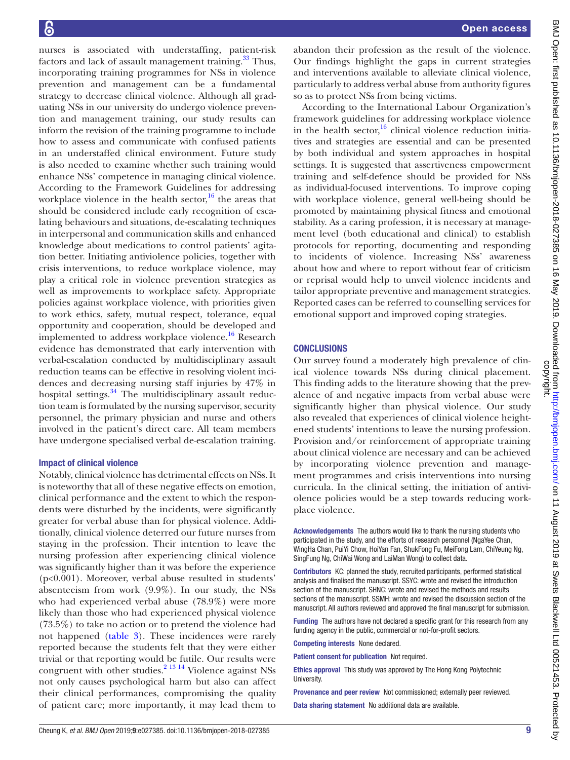nurses is associated with understaffing, patient-risk factors and lack of assault management training.[33] Thus, incorporating training programmes for NSs in violence prevention and management can be a fundamental strategy to decrease clinical violence. Although all graduating NSs in our university do undergo violence prevention and management training, our study results can inform the revision of the training programme to include how to assess and communicate with confused patients in an understaffed clinical environment. Future study is also needed to examine whether such training would enhance NSs' competence in managing clinical violence. According to the Framework Guidelines for addressing workplace violence in the health sector,[16] the areas that should be considered include early recognition of escalating behaviours and situations, de-escalating techniques in interpersonal and communication skills and enhanced knowledge about medications to control patients' agitation better. Initiating antiviolence policies, together with crisis interventions, to reduce workplace violence, may play a critical role in violence prevention strategies as well as improvements to workplace safety. Appropriate policies against workplace violence, with priorities given to work ethics, safety, mutual respect, tolerance, equal opportunity and cooperation, should be developed and implemented to address workplace violence.[16] Research evidence has demonstrated that early intervention with verbal-escalation conducted by multidisciplinary assault reduction teams can be effective in resolving violent incidences and decreasing nursing staff injuries by 47% in hospital settings.[34] The multidisciplinary assault reduction team is formulated by the nursing supervisor, security personnel, the primary physician and nurse and others involved in the patient's direct care. All team members have undergone specialised verbal de-escalation training.

### Impact of clinical violence

Notably, clinical violence has detrimental effects on NSs. It is noteworthy that all of these negative effects on emotion, clinical performance and the extent to which the respondents were disturbed by the incidents, were significantly greater for verbal abuse than for physical violence. Additionally, clinical violence deterred our future nurses from staying in the profession. Their intention to leave the nursing profession after experiencing clinical violence was significantly higher than it was before the experience ($p<0.001$). Moreover, verbal abuse resulted in students' absenteeism from work (9.9%). In our study, the NSs who had experienced verbal abuse (78.9%) were more likely than those who had experienced physical violence (73.5%) to take no action or to pretend the violence had not happened (table 3). These incidences were rarely reported because the students felt that they were either trivial or that reporting would be futile. Our results were congruent with other studies.[2,13,14] Violence against NSs not only causes psychological harm but also can affect their clinical performances, compromising the quality of patient care; more importantly, it may lead them to abandon their profession as the result of the violence. Our findings highlight the gaps in current strategies and interventions available to alleviate clinical violence, particularly to address verbal abuse from authority figures so as to protect NSs from being victims.

According to the International Labour Organization's framework guidelines for addressing workplace violence in the health sector,[16] clinical violence reduction initiatives and strategies are essential and can be presented by both individual and system approaches in hospital settings. It is suggested that assertiveness empowerment training and self-defence should be provided for NSs as individual-focused interventions. To improve coping with workplace violence, general well-being should be promoted by maintaining physical fitness and emotional stability. As a caring profession, it is necessary at management level (both educational and clinical) to establish protocols for reporting, documenting and responding to incidents of violence. Increasing NSs' awareness about how and where to report without fear of criticism or reprisal would help to unveil violence incidents and tailor appropriate preventive and management strategies. Reported cases can be referred to counselling services for emotional support and improved coping strategies.

## CONCLUSIONS

Our survey found a moderately high prevalence of clinical violence towards NSs during clinical placement. This finding adds to the literature showing that the prevalence of and negative impacts from verbal abuse were significantly higher than physical violence. Our study also revealed that experiences of clinical violence heightened students' intentions to leave the nursing profession. Provision and/or reinforcement of appropriate training about clinical violence are necessary and can be achieved by incorporating violence prevention and management programmes and crisis interventions into nursing curricula. In the clinical setting, the initiation of antiviolence policies would be a step towards reducing workplace violence.

**Acknowledgements** The authors would like to thank the nursing students who participated in the study, and the efforts of research personnel (NgaYee Chan, WingHa Chan, PuiYi Chow, HoiYan Fan, ShukFong Fu, MeiFong Lam, ChiYeung Ng, SingFung Ng, ChiWai Wong and LaiMan Wong) to collect data.

**Contributors** KC: planned the study, recruited participants, performed statistical analysis and finalised the manuscript. SSYC: wrote and revised the introduction section of the manuscript. SHNC: wrote and revised the methods and results sections of the manuscript. SSMH: wrote and revised the discussion section of the manuscript. All authors reviewed and approved the final manuscript for submission.

**Funding** The authors have not declared a specific grant for this research from any funding agency in the public, commercial or not-for-profit sectors.

**Competing interests** None declared.

**Patient consent for publication** Not required.

**Ethics approval** This study was approved by The Hong Kong Polytechnic University.

**Provenance and peer review** Not commissioned; externally peer reviewed.

**Data sharing statement** No additional data are available.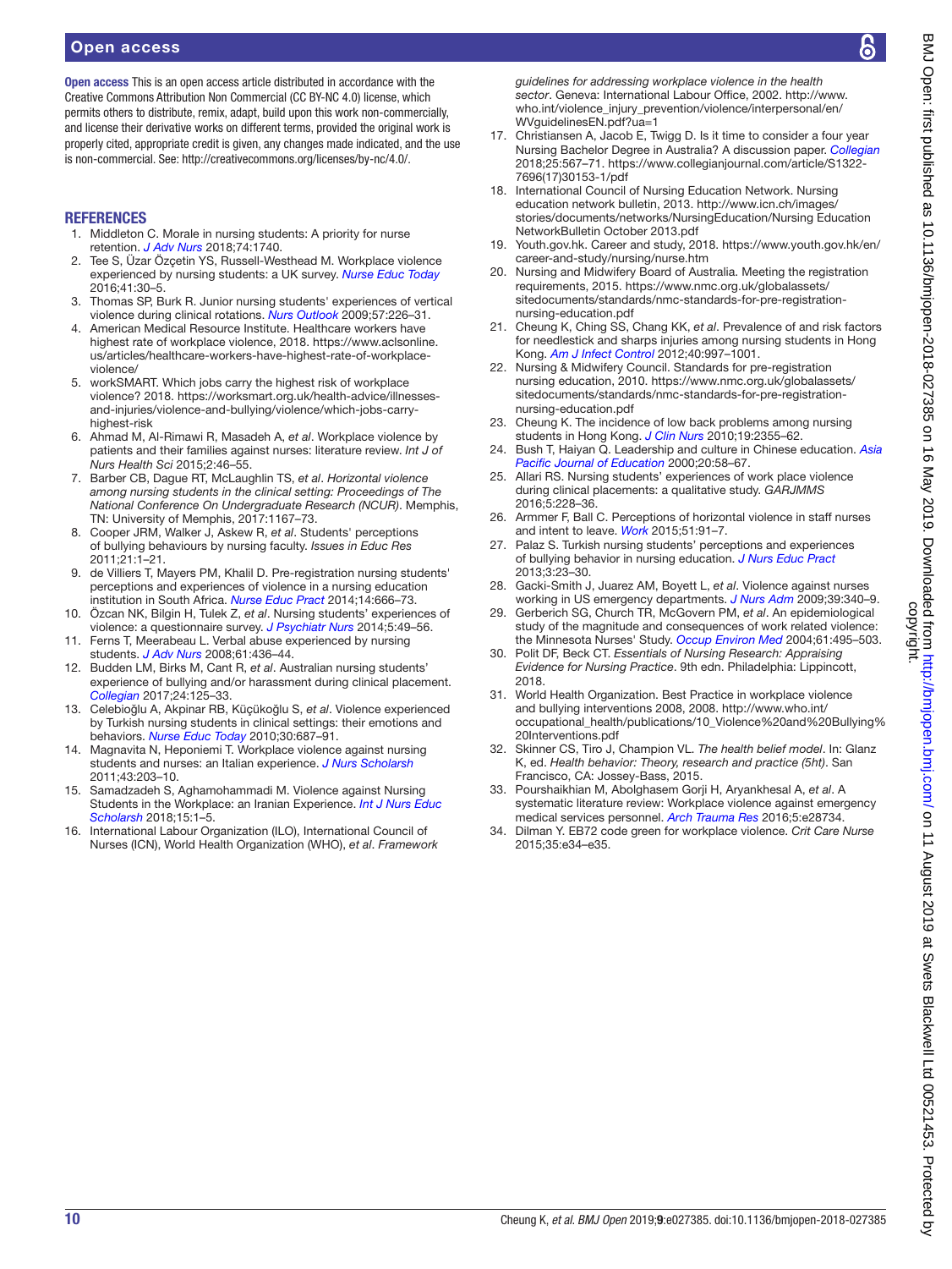**Open access** This is an open access article distributed in accordance with the Creative Commons Attribution Non Commercial (CC BY-NC 4.0) license, which permits others to distribute, remix, adapt, build upon this work non-commercially, and license their derivative works on different terms, provided the original work is properly cited, appropriate credit is given, any changes made indicated, and the use is non-commercial. See: http://creativecommons.org/licenses/by-nc/4.0/.

## REFERENCES

1. Middleton C. Morale in nursing students: A priority for nurse retention. *J Adv Nurs* 2018;74:1740.
2. Tee S, Üzar Özçetin YS, Russell-Westhead M. Workplace violence experienced by nursing students: a UK survey. *Nurse Educ Today* 2016;41:30–5.
3. Thomas SP, Burk R. Junior nursing students' experiences of vertical violence during clinical rotations. *Nurs Outlook* 2009;57:226–31.
4. American Medical Resource Institute. Healthcare workers have highest rate of workplace violence, 2018. https://www.aclsonline.us/articles/healthcare-workers-have-highest-rate-of-workplace-violence/
5. workSMART. Which jobs carry the highest risk of workplace violence? 2018. https://worksmart.org.uk/health-advice/illnesses-and-injuries/violence-and-bullying/violence/which-jobs-carry-highest-risk
6. Ahmad M, Al-Rimawi R, Masadeh A, *et al*. Workplace violence by patients and their families against nurses: literature review. *Int J of Nurs Health Sci* 2015;2:46–55.
7. Barber CB, Dague RT, McLaughlin TS, *et al*. *Horizontal violence among nursing students in the clinical setting: Proceedings of The National Conference On Undergraduate Research (NCUR)*. Memphis, TN: University of Memphis, 2017:1167–73.
8. Cooper JRM, Walker J, Askew R, *et al*. Students' perceptions of bullying behaviours by nursing faculty. *Issues in Educ Res* 2011;21:1–21.
9. de Villiers T, Mayers PM, Khalil D. Pre-registration nursing students' perceptions and experiences of violence in a nursing education institution in South Africa. *Nurse Educ Pract* 2014;14:666–73.
10. Özcan NK, Bilgin H, Tulek Z, *et al*. Nursing students' experiences of violence: a questionnaire survey. *J Psychiatr Nurs* 2014;5:49–56.
11. Ferns T, Meerabeau L. Verbal abuse experienced by nursing students. *J Adv Nurs* 2008;61:436–44.
12. Budden LM, Birks M, Cant R, *et al*. Australian nursing students' experience of bullying and/or harassment during clinical placement. *Collegian* 2017;24:125–33.
13. Celebioğlu A, Akpinar RB, Küçükoğlu S, *et al*. Violence experienced by Turkish nursing students in clinical settings: their emotions and behaviors. *Nurse Educ Today* 2010;30:687–91.
14. Magnavita N, Heponiemi T. Workplace violence against nursing students and nurses: an Italian experience. *J Nurs Scholarsh* 2011;43:203–10.
15. Samadzadeh S, Aghamohammadi M. Violence against Nursing Students in the Workplace: an Iranian Experience. *Int J Nurs Educ Scholarsh* 2018;15:1–5.
16. International Labour Organization (ILO), International Council of Nurses (ICN), World Health Organization (WHO), *et al*. *Framework guidelines for addressing workplace violence in the health sector*. Geneva: International Labour Office, 2002. http://www.who.int/violence_injury_prevention/violence/interpersonal/en/WVguidelinesEN.pdf?ua=1
17. Christiansen A, Jacob E, Twigg D. Is it time to consider a four year Nursing Bachelor Degree in Australia? A discussion paper. *Collegian* 2018;25:567–71. https://www.collegianjournal.com/article/S1322-7696(17)30153-1/pdf
18. International Council of Nursing Education Network. Nursing education network bulletin, 2013. http://www.icn.ch/images/stories/documents/networks/NursingEducation/Nursing Education NetworkBulletin October 2013.pdf
19. Youth.gov.hk. Career and study, 2018. https://www.youth.gov.hk/en/career-and-study/nursing/nurse.htm
20. Nursing and Midwifery Board of Australia. Meeting the registration requirements, 2015. https://www.nmc.org.uk/globalassets/sitedocuments/standards/nmc-standards-for-pre-registration-nursing-education.pdf
21. Cheung K, Ching SS, Chang KK, *et al*. Prevalence of and risk factors for needlestick and sharps injuries among nursing students in Hong Kong. *Am J Infect Control* 2012;40:997–1001.
22. Nursing & Midwifery Council. Standards for pre-registration nursing education, 2010. https://www.nmc.org.uk/globalassets/sitedocuments/standards/nmc-standards-for-pre-registration-nursing-education.pdf
23. Cheung K. The incidence of low back problems among nursing students in Hong Kong. *J Clin Nurs* 2010;19:2355–62.
24. Bush T, Haiyan Q. Leadership and culture in Chinese education. *Asia Pacific Journal of Education* 2000;20:58–67.
25. Allari RS. Nursing students' experiences of work place violence during clinical placements: a qualitative study. *GARJMMS* 2016;5:228–36.
26. Armmer F, Ball C. Perceptions of horizontal violence in staff nurses and intent to leave. *Work* 2015;51:91–7.
27. Palaz S. Turkish nursing students' perceptions and experiences of bullying behavior in nursing education. *J Nurs Educ Pract* 2013;3:23–30.
28. Gacki-Smith J, Juarez AM, Boyett L, *et al*. Violence against nurses working in US emergency departments. *J Nurs Adm* 2009;39:340–9.
29. Gerberich SG, Church TR, McGovern PM, *et al*. An epidemiological study of the magnitude and consequences of work related violence: the Minnesota Nurses' Study. *Occup Environ Med* 2004;61:495–503.
30. Polit DF, Beck CT. *Essentials of Nursing Research: Appraising Evidence for Nursing Practice*. 9th edn. Philadelphia: Lippincott, 2018.
31. World Health Organization. Best Practice in workplace violence and bullying interventions 2008, 2008. http://www.who.int/occupational_health/publications/10_Violence%20and%20Bullying%20Interventions.pdf
32. Skinner CS, Tiro J, Champion VL. *The health belief model*. In: Glanz K, ed. *Health behavior: Theory, research and practice (5ht)*. San Francisco, CA: Jossey-Bass, 2015.
33. Pourshaikhian M, Abolghasem Gorji H, Aryankhesal A, *et al*. A systematic literature review: Workplace violence against emergency medical services personnel. *Arch Trauma Res* 2016;5:e28734.
34. Dilman Y. EB72 code green for workplace violence. *Crit Care Nurse* 2015;35:e34–e35.